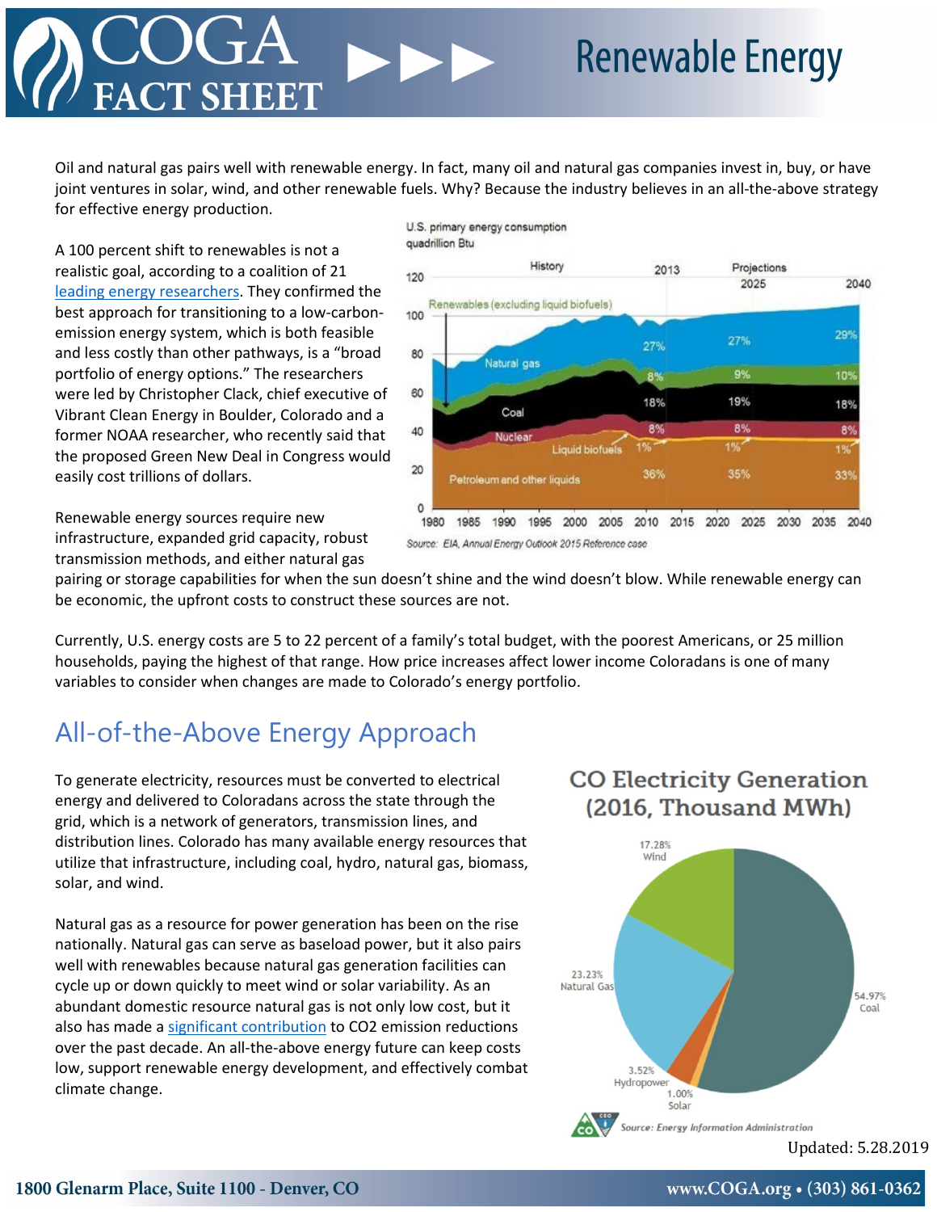# COGA FACT SHEET

# Renewable Energy

Oil and natural gas pairs well with renewable energy. In fact, many oil and natural gas companies invest in, buy, or have joint ventures in solar, wind, and other renewable fuels. Why? Because the industry believes in an all-the-above strategy for effective energy production.

A 100 percent shift to renewables is not a realistic goal, according to a coalition of 21 leading energy researchers. They confirmed the best approach for transitioning to a low-carbon-emission energy system, which is both feasible and less costly than other pathways, is a "broad portfolio of energy options." The researchers were led by Christopher Clack, chief executive of Vibrant Clean Energy in Boulder, Colorado and a former NOAA researcher, who recently said that the proposed Green New Deal in Congress would easily cost trillions of dollars.

U.S. primary energy consumption
quadrillion Btu

Source: EIA, Annual Energy Outlook 2015 Reference case

Renewable energy sources require new infrastructure, expanded grid capacity, robust transmission methods, and either natural gas pairing or storage capabilities for when the sun doesn't shine and the wind doesn't blow. While renewable energy can be economic, the upfront costs to construct these sources are not.

Currently, U.S. energy costs are 5 to 22 percent of a family's total budget, with the poorest Americans, or 25 million households, paying the highest of that range. How price increases affect lower income Coloradans is one of many variables to consider when changes are made to Colorado's energy portfolio.

## All-of-the-Above Energy Approach

To generate electricity, resources must be converted to electrical energy and delivered to Coloradans across the state through the grid, which is a network of generators, transmission lines, and distribution lines. Colorado has many available energy resources that utilize that infrastructure, including coal, hydro, natural gas, biomass, solar, and wind.

Natural gas as a resource for power generation has been on the rise nationally. Natural gas can serve as baseload power, but it also pairs well with renewables because natural gas generation facilities can cycle up or down quickly to meet wind or solar variability. As an abundant domestic resource natural gas is not only low cost, but it also has made a significant contribution to $CO_2$ emission reductions over the past decade. An all-the-above energy future can keep costs low, support renewable energy development, and effectively combat climate change.

CO Electricity Generation (2016, Thousand MWh)

Source: Energy Information Administration

Updated: 5.28.2019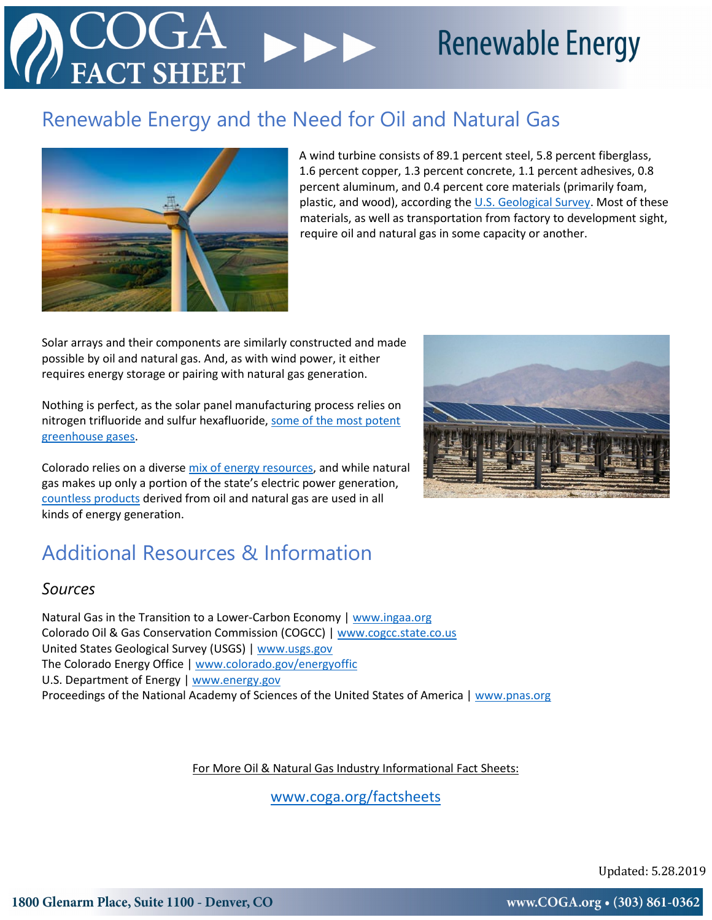# Renewable Energy

## Renewable Energy and the Need for Oil and Natural Gas

A wind turbine consists of 89.1 percent steel, 5.8 percent fiberglass, 1.6 percent copper, 1.3 percent concrete, 1.1 percent adhesives, 0.8 percent aluminum, and 0.4 percent core materials (primarily foam, plastic, and wood), according the U.S. Geological Survey. Most of these materials, as well as transportation from factory to development sight, require oil and natural gas in some capacity or another.

Solar arrays and their components are similarly constructed and made possible by oil and natural gas. And, as with wind power, it either requires energy storage or pairing with natural gas generation.

Nothing is perfect, as the solar panel manufacturing process relies on nitrogen trifluoride and sulfur hexafluoride, some of the most potent greenhouse gases.

Colorado relies on a diverse mix of energy resources, and while natural gas makes up only a portion of the state's electric power generation, countless products derived from oil and natural gas are used in all kinds of energy generation.

## Additional Resources & Information

### *Sources*

Natural Gas in the Transition to a Lower-Carbon Economy | www.ingaa.org
Colorado Oil & Gas Conservation Commission (COGCC) | www.cogcc.state.co.us
United States Geological Survey (USGS) | www.usgs.gov
The Colorado Energy Office | www.colorado.gov/energyoffic
U.S. Department of Energy | www.energy.gov
Proceedings of the National Academy of Sciences of the United States of America | www.pnas.org

For More Oil & Natural Gas Industry Informational Fact Sheets:

www.coga.org/factsheets

Updated: 5.28.2019